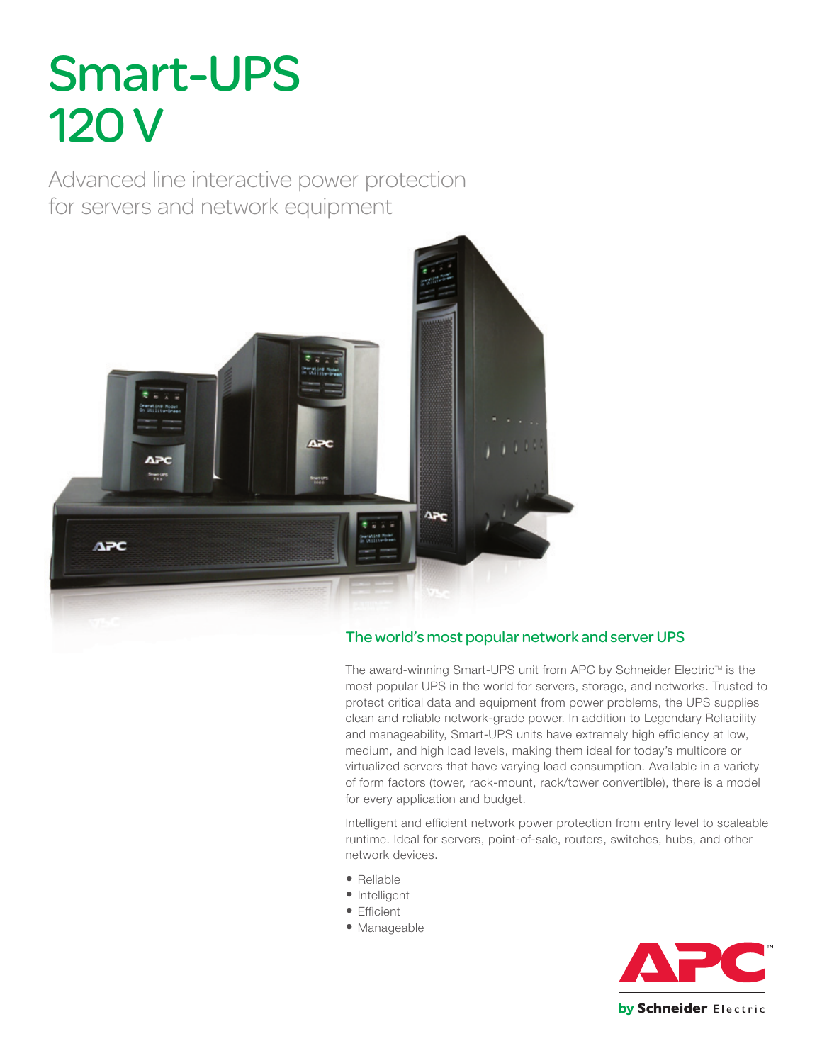# Smart-UPS 120 V

Advanced line interactive power protection for servers and network equipment

## The world's most popular network and server UPS

The award-winning Smart-UPS unit from APC by Schneider Electric™ is the most popular UPS in the world for servers, storage, and networks. Trusted to protect critical data and equipment from power problems, the UPS supplies clean and reliable network-grade power. In addition to Legendary Reliability and manageability, Smart-UPS units have extremely high efficiency at low, medium, and high load levels, making them ideal for today's multicore or virtualized servers that have varying load consumption. Available in a variety of form factors (tower, rack-mount, rack/tower convertible), there is a model for every application and budget.

Intelligent and efficient network power protection from entry level to scaleable runtime. Ideal for servers, point-of-sale, routers, switches, hubs, and other network devices.

- Reliable
- Intelligent
- Efficient
- Manageable

APC™ by Schneider Electric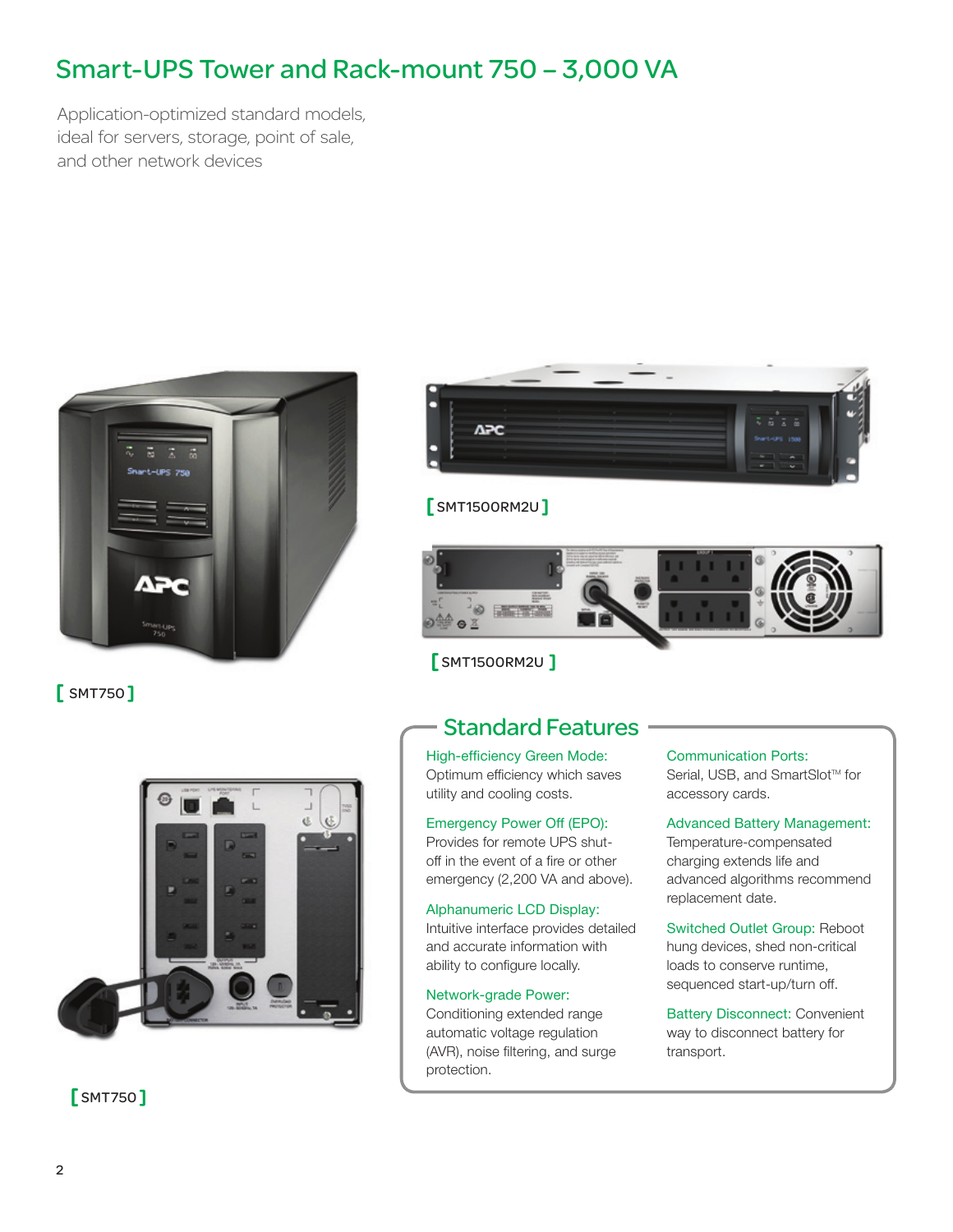# Smart-UPS Tower and Rack-mount 750 – 3,000 VA

Application-optimized standard models, ideal for servers, storage, point of sale, and other network devices

[ SMT1500RM2U ]

[ SMT1500RM2U ]

[ SMT750 ]

[ SMT750 ]

## Standard Features

**High-efficiency Green Mode:** Optimum efficiency which saves utility and cooling costs.

**Emergency Power Off (EPO):** Provides for remote UPS shut-off in the event of a fire or other emergency (2,200 VA and above).

**Alphanumeric LCD Display:** Intuitive interface provides detailed and accurate information with ability to configure locally.

**Network-grade Power:** Conditioning extended range automatic voltage regulation (AVR), noise filtering, and surge protection.

**Communication Ports:** Serial, USB, and SmartSlot™ for accessory cards.

**Advanced Battery Management:** Temperature-compensated charging extends life and advanced algorithms recommend replacement date.

**Switched Outlet Group:** Reboot hung devices, shed non-critical loads to conserve runtime, sequenced start-up/turn off.

**Battery Disconnect:** Convenient way to disconnect battery for transport.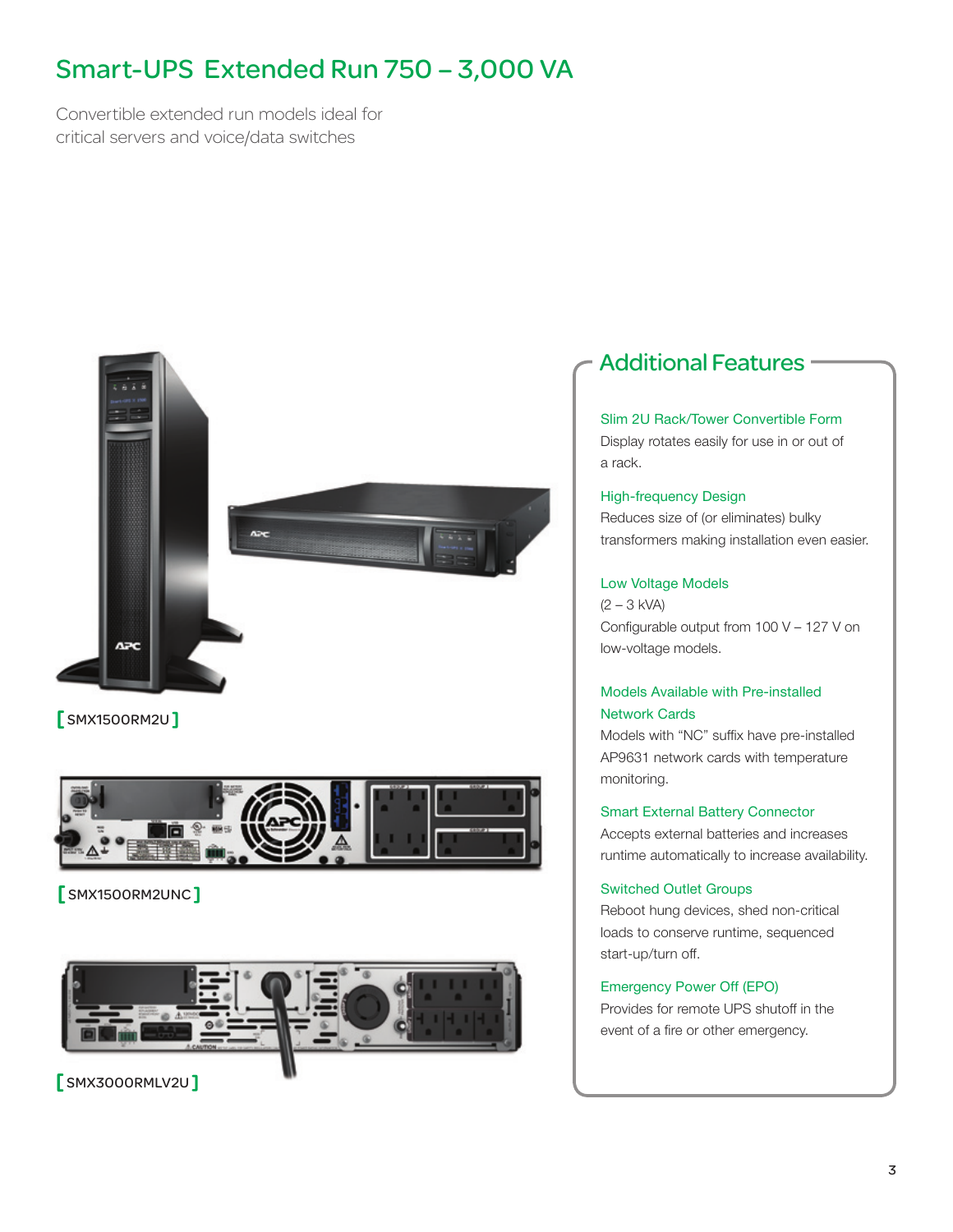# Smart-UPS Extended Run 750 – 3,000 VA

Convertible extended run models ideal for critical servers and voice/data switches

[ SMX1500RM2U ]

[ SMX1500RM2UNC ]

[ SMX3000RMLV2U ]

## Additional Features

**Slim 2U Rack/Tower Convertible Form**
Display rotates easily for use in or out of a rack.

**High-frequency Design**
Reduces size of (or eliminates) bulky transformers making installation even easier.

**Low Voltage Models**
(2 – 3 kVA)
Configurable output from 100 V – 127 V on low-voltage models.

**Models Available with Pre-installed Network Cards**
Models with "NC" suffix have pre-installed AP9631 network cards with temperature monitoring.

**Smart External Battery Connector**
Accepts external batteries and increases runtime automatically to increase availability.

**Switched Outlet Groups**
Reboot hung devices, shed non-critical loads to conserve runtime, sequenced start-up/turn off.

**Emergency Power Off (EPO)**
Provides for remote UPS shutoff in the event of a fire or other emergency.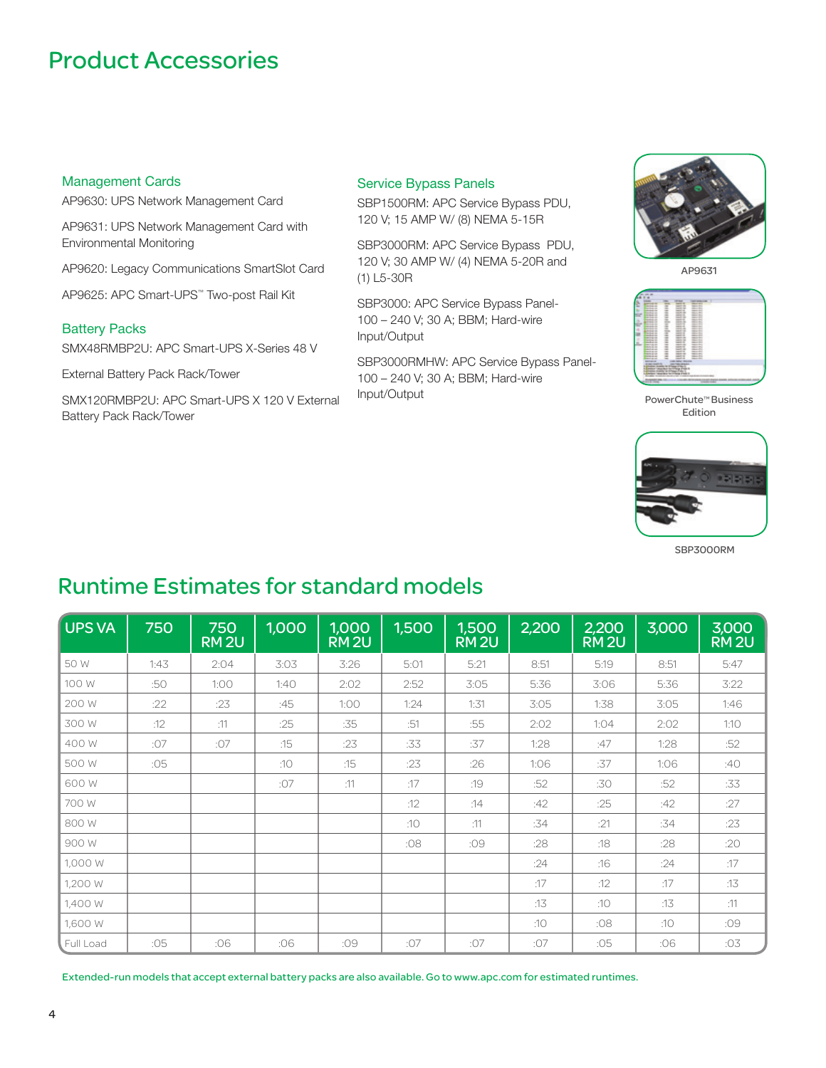# Product Accessories

### Management Cards

AP9630: UPS Network Management Card

AP9631: UPS Network Management Card with Environmental Monitoring

AP9620: Legacy Communications SmartSlot Card

AP9625: APC Smart-UPS™ Two-post Rail Kit

### Battery Packs

SMX48RMBP2U: APC Smart-UPS X-Series 48 V

External Battery Pack Rack/Tower

SMX120RMBP2U: APC Smart-UPS X 120 V External Battery Pack Rack/Tower

### Service Bypass Panels

SBP1500RM: APC Service Bypass PDU, 120 V; 15 AMP W/ (8) NEMA 5-15R

SBP3000RM: APC Service Bypass PDU, 120 V; 30 AMP W/ (4) NEMA 5-20R and (1) L5-30R

SBP3000: APC Service Bypass Panel- 100 – 240 V; 30 A; BBM; Hard-wire Input/Output

SBP3000RMHW: APC Service Bypass Panel- 100 – 240 V; 30 A; BBM; Hard-wire Input/Output

AP9631

PowerChute™ Business Edition

SBP3000RM

## Runtime Estimates for standard models

| UPS VA | 750 | 750 RM 2U | 1,000 | 1,000 RM 2U | 1,500 | 1,500 RM 2U | 2,200 | 2,200 RM 2U | 3,000 | 3,000 RM 2U |
|---|---|---|---|---|---|---|---|---|---|---|
| 50 W | 1:43 | 2:04 | 3:03 | 3:26 | 5:01 | 5:21 | 8:51 | 5:19 | 8:51 | 5:47 |
| 100 W | :50 | 1:00 | 1:40 | 2:02 | 2:52 | 3:05 | 5:36 | 3:06 | 5:36 | 3:22 |
| 200 W | :22 | :23 | :45 | 1:00 | 1:24 | 1:31 | 3:05 | 1:38 | 3:05 | 1:46 |
| 300 W | :12 | :11 | :25 | :35 | :51 | :55 | 2:02 | 1:04 | 2:02 | 1:10 |
| 400 W | :07 | :07 | :15 | :23 | :33 | :37 | 1:28 | :47 | 1:28 | :52 |
| 500 W | :05 | | :10 | :15 | :23 | :26 | 1:06 | :37 | 1:06 | :40 |
| 600 W | | | :07 | :11 | :17 | :19 | :52 | :30 | :52 | :33 |
| 700 W | | | | | :12 | :14 | :42 | :25 | :42 | :27 |
| 800 W | | | | | :10 | :11 | :34 | :21 | :34 | :23 |
| 900 W | | | | | :08 | :09 | :28 | :18 | :28 | :20 |
| 1,000 W | | | | | | | :24 | :16 | :24 | :17 |
| 1,200 W | | | | | | | :17 | :12 | :17 | :13 |
| 1,400 W | | | | | | | :13 | :10 | :13 | :11 |
| 1,600 W | | | | | | | :10 | :08 | :10 | :09 |
| Full Load | :05 | :06 | :06 | :09 | :07 | :07 | :07 | :05 | :06 | :03 |

Extended-run models that accept external battery packs are also available. Go to www.apc.com for estimated runtimes.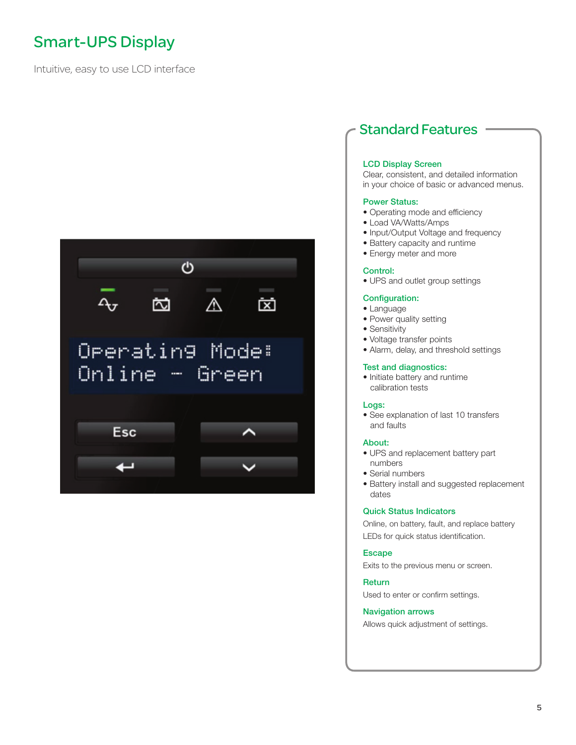# Smart-UPS Display

Intuitive, easy to use LCD interface

## Standard Features

### LCD Display Screen

Clear, consistent, and detailed information in your choice of basic or advanced menus.

### Power Status:

- Operating mode and efficiency
- Load VA/Watts/Amps
- Input/Output Voltage and frequency
- Battery capacity and runtime
- Energy meter and more

### Control:

- UPS and outlet group settings

### Configuration:

- Language
- Power quality setting
- Sensitivity
- Voltage transfer points
- Alarm, delay, and threshold settings

### Test and diagnostics:

- Initiate battery and runtime calibration tests

### Logs:

- See explanation of last 10 transfers and faults

### About:

- UPS and replacement battery part numbers
- Serial numbers
- Battery install and suggested replacement dates

### Quick Status Indicators

Online, on battery, fault, and replace battery LEDs for quick status identification.

### Escape

Exits to the previous menu or screen.

### Return

Used to enter or confirm settings.

### Navigation arrows

Allows quick adjustment of settings.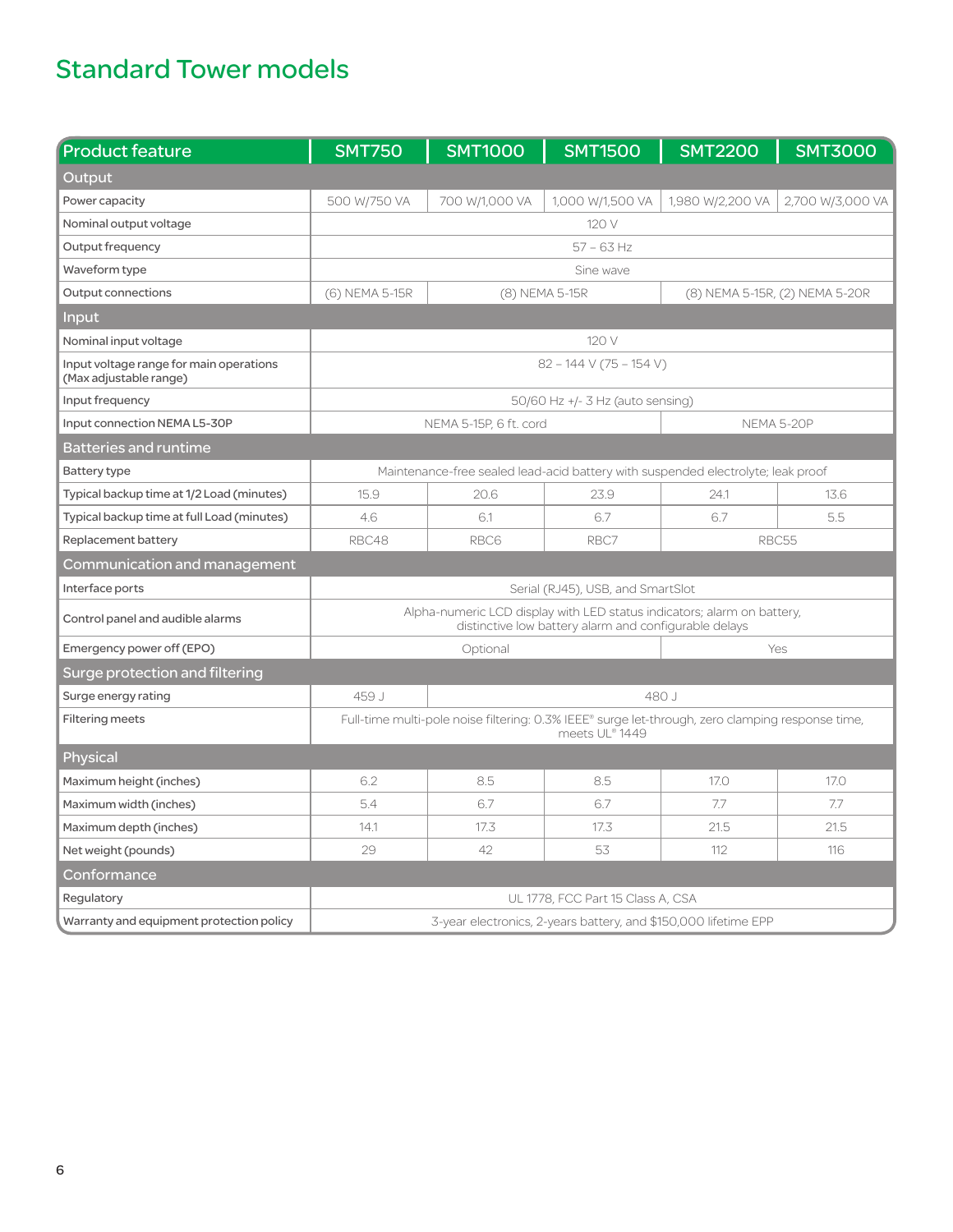# Standard Tower models

| Product feature | SMT750 | SMT1000 | SMT1500 | SMT2200 | SMT3000 |
|---|---|---|---|---|---|
| **Output** | | | | | |
| Power capacity | 500 W/750 VA | 700 W/1,000 VA | 1,000 W/1,500 VA | 1,980 W/2,200 VA | 2,700 W/3,000 VA |
| Nominal output voltage | 120 V | | | | |
| Output frequency | 57 – 63 Hz | | | | |
| Waveform type | Sine wave | | | | |
| Output connections | (6) NEMA 5-15R | (8) NEMA 5-15R | | (8) NEMA 5-15R, (2) NEMA 5-20R | |
| **Input** | | | | | |
| Nominal input voltage | 120 V | | | | |
| Input voltage range for main operations (Max adjustable range) | 82 – 144 V (75 – 154 V) | | | | |
| Input frequency | 50/60 Hz +/- 3 Hz (auto sensing) | | | | |
| Input connection NEMA L5-30P | NEMA 5-15P, 6 ft. cord | | | NEMA 5-20P | |
| **Batteries and runtime** | | | | | |
| Battery type | Maintenance-free sealed lead-acid battery with suspended electrolyte; leak proof | | | | |
| Typical backup time at 1/2 Load (minutes) | 15.9 | 20.6 | 23.9 | 24.1 | 13.6 |
| Typical backup time at full Load (minutes) | 4.6 | 6.1 | 6.7 | 6.7 | 5.5 |
| Replacement battery | RBC48 | RBC6 | RBC7 | RBC55 | |
| **Communication and management** | | | | | |
| Interface ports | Serial (RJ45), USB, and SmartSlot | | | | |
| Control panel and audible alarms | Alpha-numeric LCD display with LED status indicators; alarm on battery, distinctive low battery alarm and configurable delays | | | | |
| Emergency power off (EPO) | Optional | | | Yes | |
| **Surge protection and filtering** | | | | | |
| Surge energy rating | 459 J | 480 J | | | |
| Filtering meets | Full-time multi-pole noise filtering: 0.3% IEEE® surge let-through, zero clamping response time, meets UL® 1449 | | | | |
| **Physical** | | | | | |
| Maximum height (inches) | 6.2 | 8.5 | 8.5 | 17.0 | 17.0 |
| Maximum width (inches) | 5.4 | 6.7 | 6.7 | 7.7 | 7.7 |
| Maximum depth (inches) | 14.1 | 17.3 | 17.3 | 21.5 | 21.5 |
| Net weight (pounds) | 29 | 42 | 53 | 112 | 116 |
| **Conformance** | | | | | |
| Regulatory | UL 1778, FCC Part 15 Class A, CSA | | | | |
| Warranty and equipment protection policy | 3-year electronics, 2-years battery, and $150,000 lifetime EPP | | | | |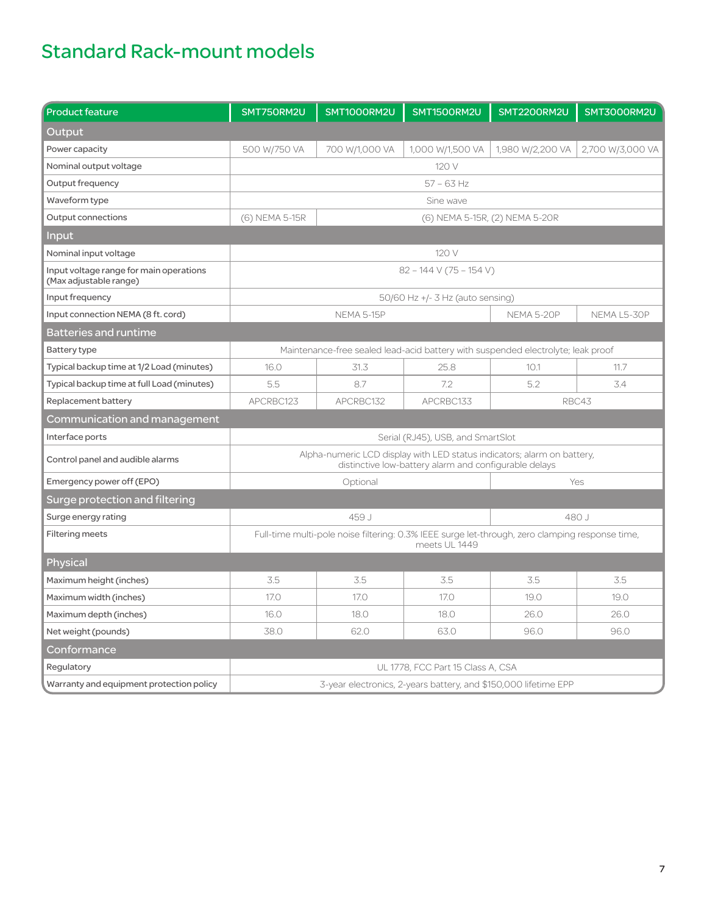# Standard Rack-mount models

| Product feature | SMT750RM2U | SMT1000RM2U | SMT1500RM2U | SMT2200RM2U | SMT3000RM2U |
|---|---|---|---|---|---|
| **Output** | | | | | |
| Power capacity | 500 W/750 VA | 700 W/1,000 VA | 1,000 W/1,500 VA | 1,980 W/2,200 VA | 2,700 W/3,000 VA |
| Nominal output voltage | 120 V | | | | |
| Output frequency | 57 – 63 Hz | | | | |
| Waveform type | Sine wave | | | | |
| Output connections | (6) NEMA 5-15R | (6) NEMA 5-15R, (2) NEMA 5-20R | | | |
| **Input** | | | | | |
| Nominal input voltage | 120 V | | | | |
| Input voltage range for main operations (Max adjustable range) | 82 – 144 V (75 – 154 V) | | | | |
| Input frequency | 50/60 Hz +/- 3 Hz (auto sensing) | | | | |
| Input connection NEMA (8 ft. cord) | NEMA 5-15P | | | NEMA 5-20P | NEMA L5-30P |
| **Batteries and runtime** | | | | | |
| Battery type | Maintenance-free sealed lead-acid battery with suspended electrolyte; leak proof | | | | |
| Typical backup time at 1/2 Load (minutes) | 16.0 | 31.3 | 25.8 | 10.1 | 11.7 |
| Typical backup time at full Load (minutes) | 5.5 | 8.7 | 7.2 | 5.2 | 3.4 |
| Replacement battery | APCRBC123 | APCRBC132 | APCRBC133 | RBC43 | |
| **Communication and management** | | | | | |
| Interface ports | Serial (RJ45), USB, and SmartSlot | | | | |
| Control panel and audible alarms | Alpha-numeric LCD display with LED status indicators; alarm on battery, distinctive low-battery alarm and configurable delays | | | | |
| Emergency power off (EPO) | Optional | | | Yes | |
| **Surge protection and filtering** | | | | | |
| Surge energy rating | 459 J | | | 480 J | |
| Filtering meets | Full-time multi-pole noise filtering: 0.3% IEEE surge let-through, zero clamping response time, meets UL 1449 | | | | |
| **Physical** | | | | | |
| Maximum height (inches) | 3.5 | 3.5 | 3.5 | 3.5 | 3.5 |
| Maximum width (inches) | 17.0 | 17.0 | 17.0 | 19.0 | 19.0 |
| Maximum depth (inches) | 16.0 | 18.0 | 18.0 | 26.0 | 26.0 |
| Net weight (pounds) | 38.0 | 62.0 | 63.0 | 96.0 | 96.0 |
| **Conformance** | | | | | |
| Regulatory | UL 1778, FCC Part 15 Class A, CSA | | | | |
| Warranty and equipment protection policy | 3-year electronics, 2-years battery, and $150,000 lifetime EPP | | | | |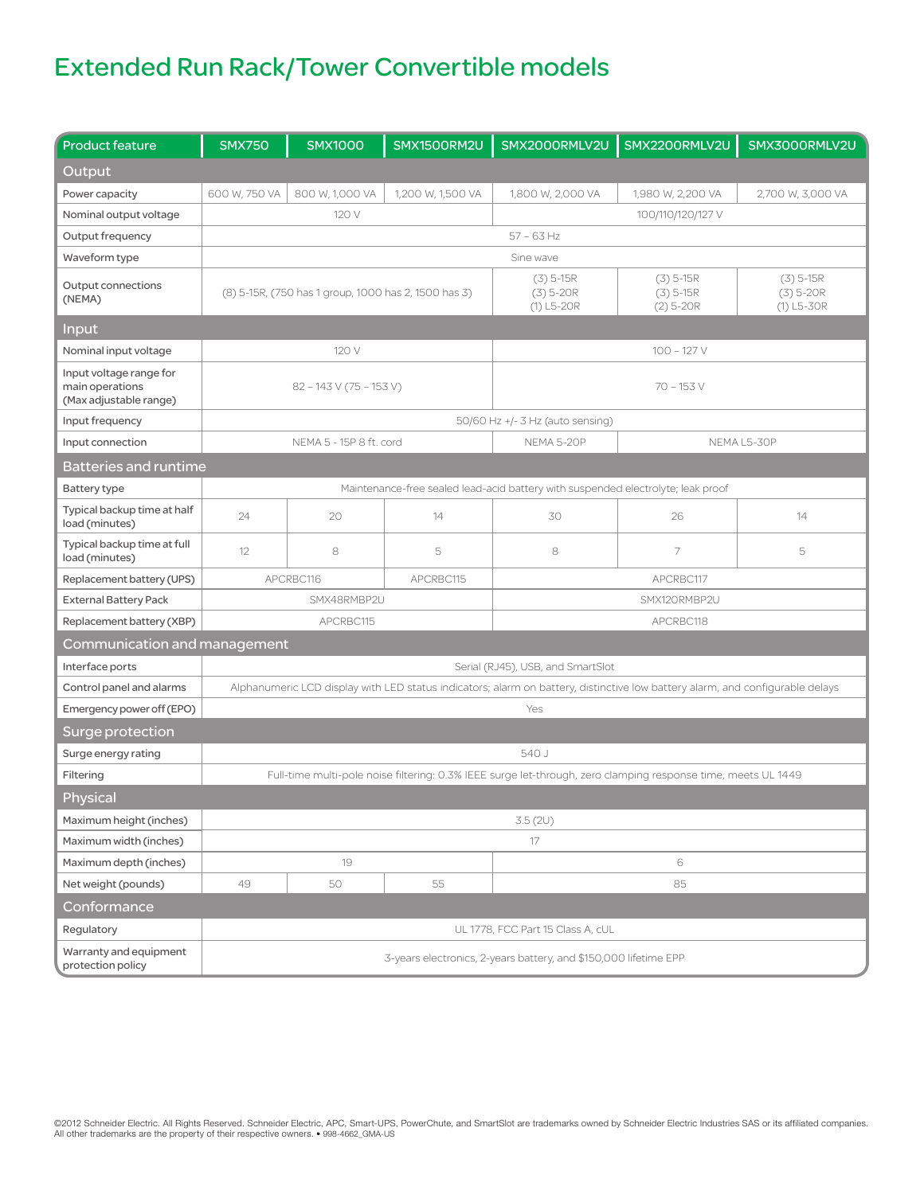# Extended Run Rack/Tower Convertible models

| Product feature | SMX750 | SMX1000 | SMX1500RM2U | SMX2000RMLV2U | SMX2200RMLV2U | SMX3000RMLV2U |
|---|---|---|---|---|---|---|
| **Output** | | | | | | |
| Power capacity | 600 W, 750 VA | 800 W, 1,000 VA | 1,200 W, 1,500 VA | 1,800 W, 2,000 VA | 1,980 W, 2,200 VA | 2,700 W, 3,000 VA |
| Nominal output voltage | 120 V | | | 100/110/120/127 V | | |
| Output frequency | 57 – 63 Hz | | | | | |
| Waveform type | Sine wave | | | | | |
| Output connections (NEMA) | (8) 5-15R, (750 has 1 group, 1000 has 2, 1500 has 3) | | | (3) 5-15R (3) 5-20R (1) L5-20R | (3) 5-15R (3) 5-15R (2) 5-20R | (3) 5-15R (3) 5-20R (1) L5-30R |
| **Input** | | | | | | |
| Nominal input voltage | 120 V | | | 100 – 127 V | | |
| Input voltage range for main operations (Max adjustable range) | 82 – 143 V (75 – 153 V) | | | 70 – 153 V | | |
| Input frequency | 50/60 Hz +/- 3 Hz (auto sensing) | | | | | |
| Input connection | NEMA 5 - 15P 8 ft. cord | | | NEMA 5-20P | NEMA L5-30P | |
| **Batteries and runtime** | | | | | | |
| Battery type | Maintenance-free sealed lead-acid battery with suspended electrolyte; leak proof | | | | | |
| Typical backup time at half load (minutes) | 24 | 20 | 14 | 30 | 26 | 14 |
| Typical backup time at full load (minutes) | 12 | 8 | 5 | 8 | 7 | 5 |
| Replacement battery (UPS) | APCRBC116 | | APCRBC115 | APCRBC117 | | |
| External Battery Pack | SMX48RMBP2U | | | SMX120RMBP2U | | |
| Replacement battery (XBP) | APCRBC115 | | | APCRBC118 | | |
| **Communication and management** | | | | | | |
| Interface ports | Serial (RJ45), USB, and SmartSlot | | | | | |
| Control panel and alarms | Alphanumeric LCD display with LED status indicators; alarm on battery, distinctive low battery alarm, and configurable delays | | | | | |
| Emergency power off (EPO) | Yes | | | | | |
| **Surge protection** | | | | | | |
| Surge energy rating | 540 J | | | | | |
| Filtering | Full-time multi-pole noise filtering: 0.3% IEEE surge let-through, zero clamping response time, meets UL 1449 | | | | | |
| **Physical** | | | | | | |
| Maximum height (inches) | 3.5 (2U) | | | | | |
| Maximum width (inches) | 17 | | | | | |
| Maximum depth (inches) | 19 | | | 6 | | |
| Net weight (pounds) | 49 | 50 | 55 | 85 | | |
| **Conformance** | | | | | | |
| Regulatory | UL 1778, FCC Part 15 Class A, cUL | | | | | |
| Warranty and equipment protection policy | 3-years electronics, 2-years battery, and $150,000 lifetime EPP | | | | | |

©2012 Schneider Electric. All Rights Reserved. Schneider Electric, APC, Smart-UPS, PowerChute, and SmartSlot are trademarks owned by Schneider Electric Industries SAS or its affiliated companies. All other trademarks are the property of their respective owners. • 998-4662_GMA-US